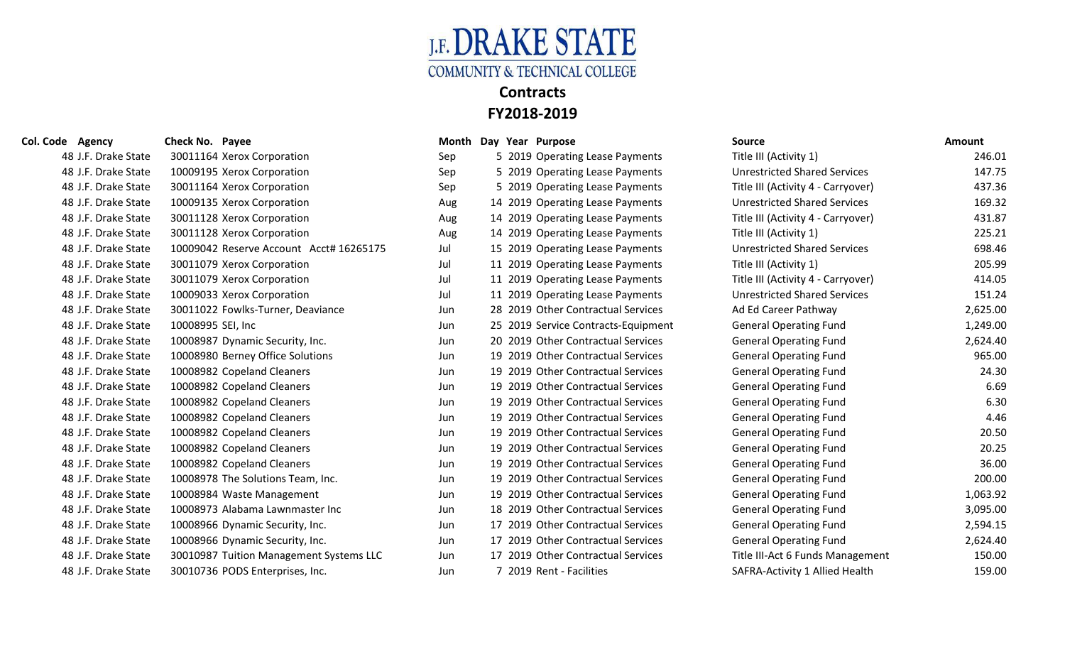# J.F. DRAKE STATE

## COMMUNITY & TECHNICAL COLLEGE

## Contracts

## FY2018-2019

| Col. Code | Agency | Check No. | Payee | Month | Day | Year | Purpose | Source | Amount |
|---|---|---|---|---|---|---|---|---|---|
| 48 | J.F. Drake State | 30011164 | Xerox Corporation | Sep | 5 | 2019 | Operating Lease Payments | Title III (Activity 1) | 246.01 |
| 48 | J.F. Drake State | 10009195 | Xerox Corporation | Sep | 5 | 2019 | Operating Lease Payments | Unrestricted Shared Services | 147.75 |
| 48 | J.F. Drake State | 30011164 | Xerox Corporation | Sep | 5 | 2019 | Operating Lease Payments | Title III (Activity 4 - Carryover) | 437.36 |
| 48 | J.F. Drake State | 10009135 | Xerox Corporation | Aug | 14 | 2019 | Operating Lease Payments | Unrestricted Shared Services | 169.32 |
| 48 | J.F. Drake State | 30011128 | Xerox Corporation | Aug | 14 | 2019 | Operating Lease Payments | Title III (Activity 4 - Carryover) | 431.87 |
| 48 | J.F. Drake State | 30011128 | Xerox Corporation | Aug | 14 | 2019 | Operating Lease Payments | Title III (Activity 1) | 225.21 |
| 48 | J.F. Drake State | 10009042 | Reserve Account Acct# 16265175 | Jul | 15 | 2019 | Operating Lease Payments | Unrestricted Shared Services | 698.46 |
| 48 | J.F. Drake State | 30011079 | Xerox Corporation | Jul | 11 | 2019 | Operating Lease Payments | Title III (Activity 1) | 205.99 |
| 48 | J.F. Drake State | 30011079 | Xerox Corporation | Jul | 11 | 2019 | Operating Lease Payments | Title III (Activity 4 - Carryover) | 414.05 |
| 48 | J.F. Drake State | 10009033 | Xerox Corporation | Jul | 11 | 2019 | Operating Lease Payments | Unrestricted Shared Services | 151.24 |
| 48 | J.F. Drake State | 30011022 | Fowlks-Turner, Deaviance | Jun | 28 | 2019 | Other Contractual Services | Ad Ed Career Pathway | 2,625.00 |
| 48 | J.F. Drake State | 10008995 | SEI, Inc | Jun | 25 | 2019 | Service Contracts-Equipment | General Operating Fund | 1,249.00 |
| 48 | J.F. Drake State | 10008987 | Dynamic Security, Inc. | Jun | 20 | 2019 | Other Contractual Services | General Operating Fund | 2,624.40 |
| 48 | J.F. Drake State | 10008980 | Berney Office Solutions | Jun | 19 | 2019 | Other Contractual Services | General Operating Fund | 965.00 |
| 48 | J.F. Drake State | 10008982 | Copeland Cleaners | Jun | 19 | 2019 | Other Contractual Services | General Operating Fund | 24.30 |
| 48 | J.F. Drake State | 10008982 | Copeland Cleaners | Jun | 19 | 2019 | Other Contractual Services | General Operating Fund | 6.69 |
| 48 | J.F. Drake State | 10008982 | Copeland Cleaners | Jun | 19 | 2019 | Other Contractual Services | General Operating Fund | 6.30 |
| 48 | J.F. Drake State | 10008982 | Copeland Cleaners | Jun | 19 | 2019 | Other Contractual Services | General Operating Fund | 4.46 |
| 48 | J.F. Drake State | 10008982 | Copeland Cleaners | Jun | 19 | 2019 | Other Contractual Services | General Operating Fund | 20.50 |
| 48 | J.F. Drake State | 10008982 | Copeland Cleaners | Jun | 19 | 2019 | Other Contractual Services | General Operating Fund | 20.25 |
| 48 | J.F. Drake State | 10008982 | Copeland Cleaners | Jun | 19 | 2019 | Other Contractual Services | General Operating Fund | 36.00 |
| 48 | J.F. Drake State | 10008978 | The Solutions Team, Inc. | Jun | 19 | 2019 | Other Contractual Services | General Operating Fund | 200.00 |
| 48 | J.F. Drake State | 10008984 | Waste Management | Jun | 19 | 2019 | Other Contractual Services | General Operating Fund | 1,063.92 |
| 48 | J.F. Drake State | 10008973 | Alabama Lawnmaster Inc | Jun | 18 | 2019 | Other Contractual Services | General Operating Fund | 3,095.00 |
| 48 | J.F. Drake State | 10008966 | Dynamic Security, Inc. | Jun | 17 | 2019 | Other Contractual Services | General Operating Fund | 2,594.15 |
| 48 | J.F. Drake State | 10008966 | Dynamic Security, Inc. | Jun | 17 | 2019 | Other Contractual Services | General Operating Fund | 2,624.40 |
| 48 | J.F. Drake State | 30010987 | Tuition Management Systems LLC | Jun | 17 | 2019 | Other Contractual Services | Title III-Act 6 Funds Management | 150.00 |
| 48 | J.F. Drake State | 30010736 | PODS Enterprises, Inc. | Jun | 7 | 2019 | Rent - Facilities | SAFRA-Activity 1 Allied Health | 159.00 |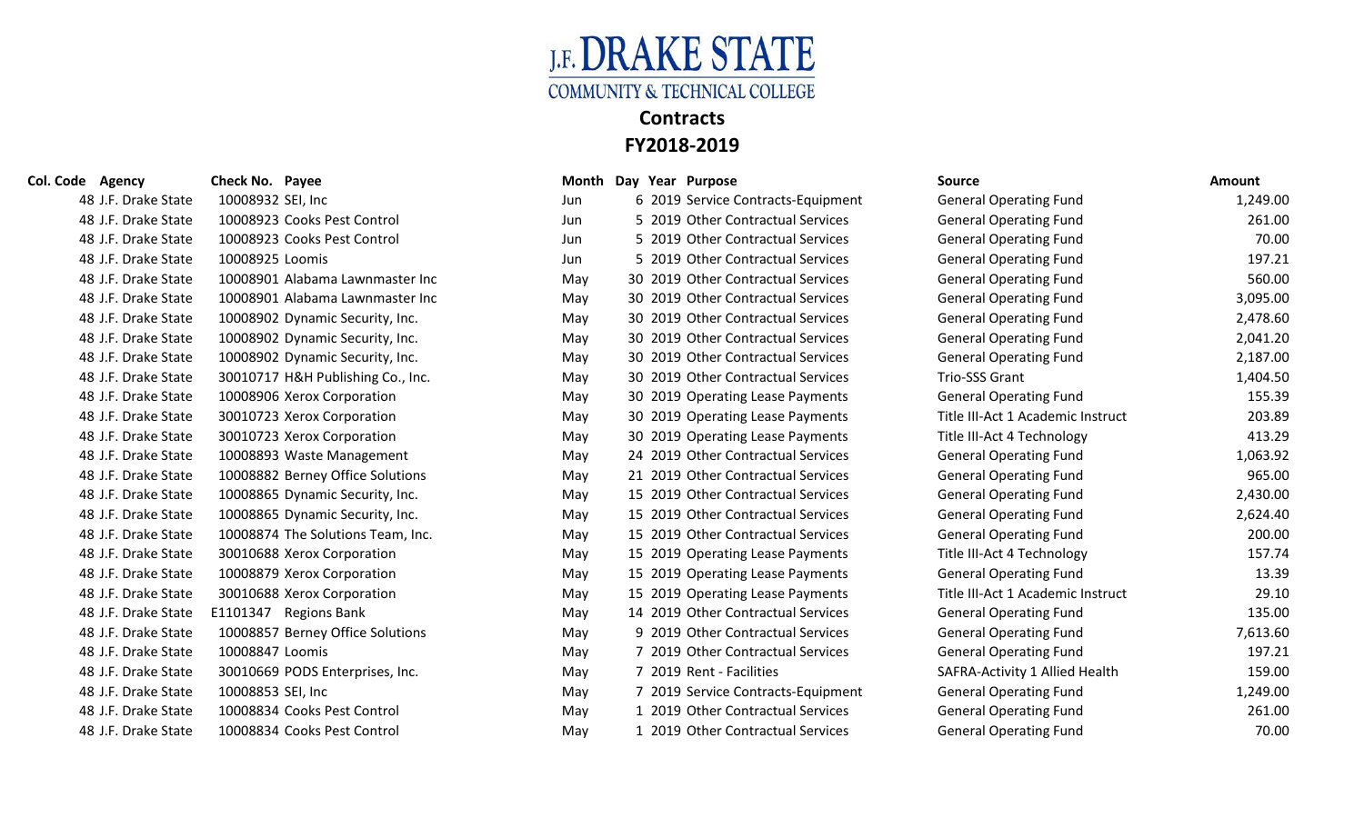J.F. DRAKE STATE
COMMUNITY & TECHNICAL COLLEGE

## Contracts

## FY2018-2019

| Col. Code | Agency | Check No. | Payee | Month | Day | Year | Purpose | Source | Amount |
|---|---|---|---|---|---|---|---|---|---|
| 48 | J.F. Drake State | 10008932 | SEI, Inc | Jun | 6 | 2019 | Service Contracts-Equipment | General Operating Fund | 1,249.00 |
| 48 | J.F. Drake State | 10008923 | Cooks Pest Control | Jun | 5 | 2019 | Other Contractual Services | General Operating Fund | 261.00 |
| 48 | J.F. Drake State | 10008923 | Cooks Pest Control | Jun | 5 | 2019 | Other Contractual Services | General Operating Fund | 70.00 |
| 48 | J.F. Drake State | 10008925 | Loomis | Jun | 5 | 2019 | Other Contractual Services | General Operating Fund | 197.21 |
| 48 | J.F. Drake State | 10008901 | Alabama Lawnmaster Inc | May | 30 | 2019 | Other Contractual Services | General Operating Fund | 560.00 |
| 48 | J.F. Drake State | 10008901 | Alabama Lawnmaster Inc | May | 30 | 2019 | Other Contractual Services | General Operating Fund | 3,095.00 |
| 48 | J.F. Drake State | 10008902 | Dynamic Security, Inc. | May | 30 | 2019 | Other Contractual Services | General Operating Fund | 2,478.60 |
| 48 | J.F. Drake State | 10008902 | Dynamic Security, Inc. | May | 30 | 2019 | Other Contractual Services | General Operating Fund | 2,041.20 |
| 48 | J.F. Drake State | 10008902 | Dynamic Security, Inc. | May | 30 | 2019 | Other Contractual Services | General Operating Fund | 2,187.00 |
| 48 | J.F. Drake State | 30010717 | H&H Publishing Co., Inc. | May | 30 | 2019 | Other Contractual Services | Trio-SSS Grant | 1,404.50 |
| 48 | J.F. Drake State | 10008906 | Xerox Corporation | May | 30 | 2019 | Operating Lease Payments | General Operating Fund | 155.39 |
| 48 | J.F. Drake State | 30010723 | Xerox Corporation | May | 30 | 2019 | Operating Lease Payments | Title III-Act 1 Academic Instruct | 203.89 |
| 48 | J.F. Drake State | 30010723 | Xerox Corporation | May | 30 | 2019 | Operating Lease Payments | Title III-Act 4 Technology | 413.29 |
| 48 | J.F. Drake State | 10008893 | Waste Management | May | 24 | 2019 | Other Contractual Services | General Operating Fund | 1,063.92 |
| 48 | J.F. Drake State | 10008882 | Berney Office Solutions | May | 21 | 2019 | Other Contractual Services | General Operating Fund | 965.00 |
| 48 | J.F. Drake State | 10008865 | Dynamic Security, Inc. | May | 15 | 2019 | Other Contractual Services | General Operating Fund | 2,430.00 |
| 48 | J.F. Drake State | 10008865 | Dynamic Security, Inc. | May | 15 | 2019 | Other Contractual Services | General Operating Fund | 2,624.40 |
| 48 | J.F. Drake State | 10008874 | The Solutions Team, Inc. | May | 15 | 2019 | Other Contractual Services | General Operating Fund | 200.00 |
| 48 | J.F. Drake State | 30010688 | Xerox Corporation | May | 15 | 2019 | Operating Lease Payments | Title III-Act 4 Technology | 157.74 |
| 48 | J.F. Drake State | 10008879 | Xerox Corporation | May | 15 | 2019 | Operating Lease Payments | General Operating Fund | 13.39 |
| 48 | J.F. Drake State | 30010688 | Xerox Corporation | May | 15 | 2019 | Operating Lease Payments | Title III-Act 1 Academic Instruct | 29.10 |
| 48 | J.F. Drake State | E1101347 | Regions Bank | May | 14 | 2019 | Other Contractual Services | General Operating Fund | 135.00 |
| 48 | J.F. Drake State | 10008857 | Berney Office Solutions | May | 9 | 2019 | Other Contractual Services | General Operating Fund | 7,613.60 |
| 48 | J.F. Drake State | 10008847 | Loomis | May | 7 | 2019 | Other Contractual Services | General Operating Fund | 197.21 |
| 48 | J.F. Drake State | 30010669 | PODS Enterprises, Inc. | May | 7 | 2019 | Rent - Facilities | SAFRA-Activity 1 Allied Health | 159.00 |
| 48 | J.F. Drake State | 10008853 | SEI, Inc | May | 7 | 2019 | Service Contracts-Equipment | General Operating Fund | 1,249.00 |
| 48 | J.F. Drake State | 10008834 | Cooks Pest Control | May | 1 | 2019 | Other Contractual Services | General Operating Fund | 261.00 |
| 48 | J.F. Drake State | 10008834 | Cooks Pest Control | May | 1 | 2019 | Other Contractual Services | General Operating Fund | 70.00 |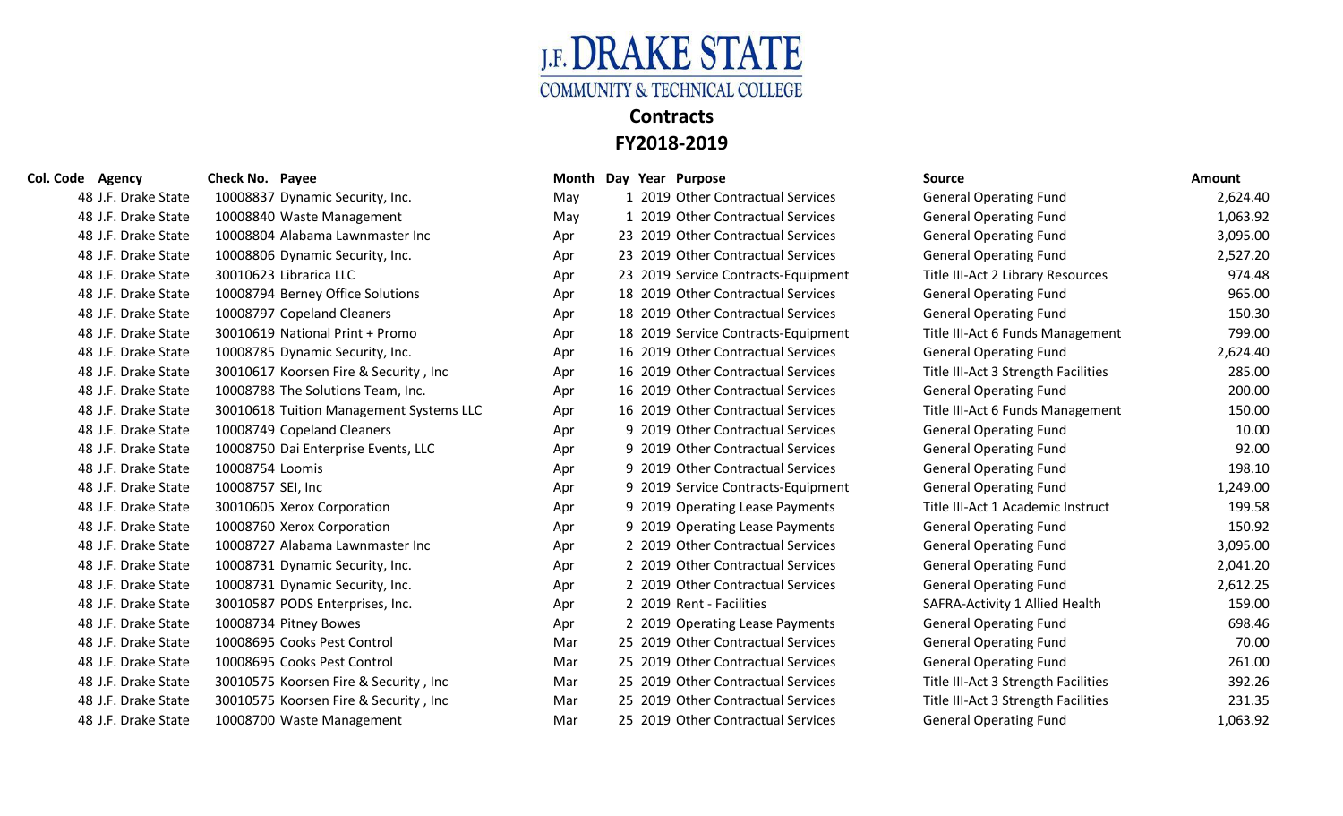# J.F. DRAKE STATE COMMUNITY & TECHNICAL COLLEGE

## Contracts

## FY2018-2019

| Col. Code | Agency | Check No. | Payee | Month | Day | Year | Purpose | Source | Amount |
|---|---|---|---|---|---|---|---|---|---|
| 48 | J.F. Drake State | 10008837 | Dynamic Security, Inc. | May | 1 | 2019 | Other Contractual Services | General Operating Fund | 2,624.40 |
| 48 | J.F. Drake State | 10008840 | Waste Management | May | 1 | 2019 | Other Contractual Services | General Operating Fund | 1,063.92 |
| 48 | J.F. Drake State | 10008804 | Alabama Lawnmaster Inc | Apr | 23 | 2019 | Other Contractual Services | General Operating Fund | 3,095.00 |
| 48 | J.F. Drake State | 10008806 | Dynamic Security, Inc. | Apr | 23 | 2019 | Other Contractual Services | General Operating Fund | 2,527.20 |
| 48 | J.F. Drake State | 30010623 | Librarica LLC | Apr | 23 | 2019 | Service Contracts-Equipment | Title III-Act 2 Library Resources | 974.48 |
| 48 | J.F. Drake State | 10008794 | Berney Office Solutions | Apr | 18 | 2019 | Other Contractual Services | General Operating Fund | 965.00 |
| 48 | J.F. Drake State | 10008797 | Copeland Cleaners | Apr | 18 | 2019 | Other Contractual Services | General Operating Fund | 150.30 |
| 48 | J.F. Drake State | 30010619 | National Print + Promo | Apr | 18 | 2019 | Service Contracts-Equipment | Title III-Act 6 Funds Management | 799.00 |
| 48 | J.F. Drake State | 10008785 | Dynamic Security, Inc. | Apr | 16 | 2019 | Other Contractual Services | General Operating Fund | 2,624.40 |
| 48 | J.F. Drake State | 30010617 | Koorsen Fire & Security , Inc | Apr | 16 | 2019 | Other Contractual Services | Title III-Act 3 Strength Facilities | 285.00 |
| 48 | J.F. Drake State | 10008788 | The Solutions Team, Inc. | Apr | 16 | 2019 | Other Contractual Services | General Operating Fund | 200.00 |
| 48 | J.F. Drake State | 30010618 | Tuition Management Systems LLC | Apr | 16 | 2019 | Other Contractual Services | Title III-Act 6 Funds Management | 150.00 |
| 48 | J.F. Drake State | 10008749 | Copeland Cleaners | Apr | 9 | 2019 | Other Contractual Services | General Operating Fund | 10.00 |
| 48 | J.F. Drake State | 10008750 | Dai Enterprise Events, LLC | Apr | 9 | 2019 | Other Contractual Services | General Operating Fund | 92.00 |
| 48 | J.F. Drake State | 10008754 | Loomis | Apr | 9 | 2019 | Other Contractual Services | General Operating Fund | 198.10 |
| 48 | J.F. Drake State | 10008757 | SEI, Inc | Apr | 9 | 2019 | Service Contracts-Equipment | General Operating Fund | 1,249.00 |
| 48 | J.F. Drake State | 30010605 | Xerox Corporation | Apr | 9 | 2019 | Operating Lease Payments | Title III-Act 1 Academic Instruct | 199.58 |
| 48 | J.F. Drake State | 10008760 | Xerox Corporation | Apr | 9 | 2019 | Operating Lease Payments | General Operating Fund | 150.92 |
| 48 | J.F. Drake State | 10008727 | Alabama Lawnmaster Inc | Apr | 2 | 2019 | Other Contractual Services | General Operating Fund | 3,095.00 |
| 48 | J.F. Drake State | 10008731 | Dynamic Security, Inc. | Apr | 2 | 2019 | Other Contractual Services | General Operating Fund | 2,041.20 |
| 48 | J.F. Drake State | 10008731 | Dynamic Security, Inc. | Apr | 2 | 2019 | Other Contractual Services | General Operating Fund | 2,612.25 |
| 48 | J.F. Drake State | 30010587 | PODS Enterprises, Inc. | Apr | 2 | 2019 | Rent - Facilities | SAFRA-Activity 1 Allied Health | 159.00 |
| 48 | J.F. Drake State | 10008734 | Pitney Bowes | Apr | 2 | 2019 | Operating Lease Payments | General Operating Fund | 698.46 |
| 48 | J.F. Drake State | 10008695 | Cooks Pest Control | Mar | 25 | 2019 | Other Contractual Services | General Operating Fund | 70.00 |
| 48 | J.F. Drake State | 10008695 | Cooks Pest Control | Mar | 25 | 2019 | Other Contractual Services | General Operating Fund | 261.00 |
| 48 | J.F. Drake State | 30010575 | Koorsen Fire & Security , Inc | Mar | 25 | 2019 | Other Contractual Services | Title III-Act 3 Strength Facilities | 392.26 |
| 48 | J.F. Drake State | 30010575 | Koorsen Fire & Security , Inc | Mar | 25 | 2019 | Other Contractual Services | Title III-Act 3 Strength Facilities | 231.35 |
| 48 | J.F. Drake State | 10008700 | Waste Management | Mar | 25 | 2019 | Other Contractual Services | General Operating Fund | 1,063.92 |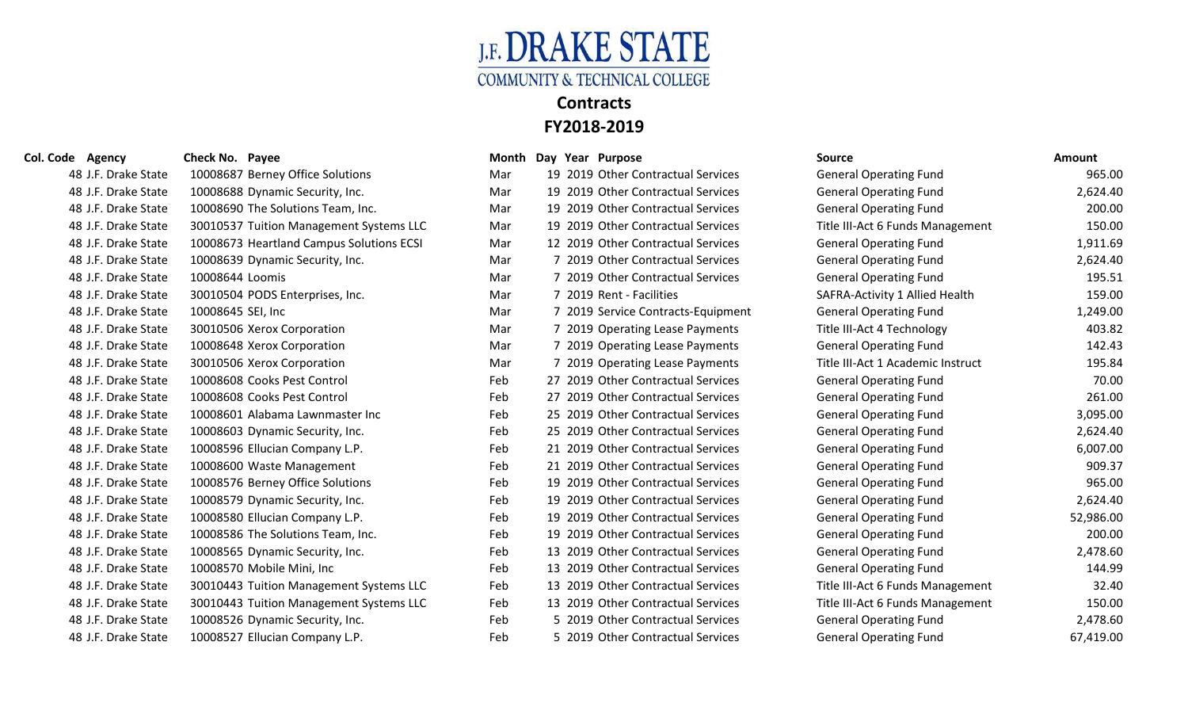# J.F. DRAKE STATE
## COMMUNITY & TECHNICAL COLLEGE

## Contracts
## FY2018-2019

| Col. Code | Agency | Check No. | Payee | Month | Day | Year | Purpose | Source | Amount |
|---|---|---|---|---|---|---|---|---|---|
| 48 | J.F. Drake State | 10008687 | Berney Office Solutions | Mar | 19 | 2019 | Other Contractual Services | General Operating Fund | 965.00 |
| 48 | J.F. Drake State | 10008688 | Dynamic Security, Inc. | Mar | 19 | 2019 | Other Contractual Services | General Operating Fund | 2,624.40 |
| 48 | J.F. Drake State | 10008690 | The Solutions Team, Inc. | Mar | 19 | 2019 | Other Contractual Services | General Operating Fund | 200.00 |
| 48 | J.F. Drake State | 30010537 | Tuition Management Systems LLC | Mar | 19 | 2019 | Other Contractual Services | Title III-Act 6 Funds Management | 150.00 |
| 48 | J.F. Drake State | 10008673 | Heartland Campus Solutions ECSI | Mar | 12 | 2019 | Other Contractual Services | General Operating Fund | 1,911.69 |
| 48 | J.F. Drake State | 10008639 | Dynamic Security, Inc. | Mar | 7 | 2019 | Other Contractual Services | General Operating Fund | 2,624.40 |
| 48 | J.F. Drake State | 10008644 | Loomis | Mar | 7 | 2019 | Other Contractual Services | General Operating Fund | 195.51 |
| 48 | J.F. Drake State | 30010504 | PODS Enterprises, Inc. | Mar | 7 | 2019 | Rent - Facilities | SAFRA-Activity 1 Allied Health | 159.00 |
| 48 | J.F. Drake State | 10008645 | SEI, Inc | Mar | 7 | 2019 | Service Contracts-Equipment | General Operating Fund | 1,249.00 |
| 48 | J.F. Drake State | 30010506 | Xerox Corporation | Mar | 7 | 2019 | Operating Lease Payments | Title III-Act 4 Technology | 403.82 |
| 48 | J.F. Drake State | 10008648 | Xerox Corporation | Mar | 7 | 2019 | Operating Lease Payments | General Operating Fund | 142.43 |
| 48 | J.F. Drake State | 30010506 | Xerox Corporation | Mar | 7 | 2019 | Operating Lease Payments | Title III-Act 1 Academic Instruct | 195.84 |
| 48 | J.F. Drake State | 10008608 | Cooks Pest Control | Feb | 27 | 2019 | Other Contractual Services | General Operating Fund | 70.00 |
| 48 | J.F. Drake State | 10008608 | Cooks Pest Control | Feb | 27 | 2019 | Other Contractual Services | General Operating Fund | 261.00 |
| 48 | J.F. Drake State | 10008601 | Alabama Lawnmaster Inc | Feb | 25 | 2019 | Other Contractual Services | General Operating Fund | 3,095.00 |
| 48 | J.F. Drake State | 10008603 | Dynamic Security, Inc. | Feb | 25 | 2019 | Other Contractual Services | General Operating Fund | 2,624.40 |
| 48 | J.F. Drake State | 10008596 | Ellucian Company L.P. | Feb | 21 | 2019 | Other Contractual Services | General Operating Fund | 6,007.00 |
| 48 | J.F. Drake State | 10008600 | Waste Management | Feb | 21 | 2019 | Other Contractual Services | General Operating Fund | 909.37 |
| 48 | J.F. Drake State | 10008576 | Berney Office Solutions | Feb | 19 | 2019 | Other Contractual Services | General Operating Fund | 965.00 |
| 48 | J.F. Drake State | 10008579 | Dynamic Security, Inc. | Feb | 19 | 2019 | Other Contractual Services | General Operating Fund | 2,624.40 |
| 48 | J.F. Drake State | 10008580 | Ellucian Company L.P. | Feb | 19 | 2019 | Other Contractual Services | General Operating Fund | 52,986.00 |
| 48 | J.F. Drake State | 10008586 | The Solutions Team, Inc. | Feb | 19 | 2019 | Other Contractual Services | General Operating Fund | 200.00 |
| 48 | J.F. Drake State | 10008565 | Dynamic Security, Inc. | Feb | 13 | 2019 | Other Contractual Services | General Operating Fund | 2,478.60 |
| 48 | J.F. Drake State | 10008570 | Mobile Mini, Inc | Feb | 13 | 2019 | Other Contractual Services | General Operating Fund | 144.99 |
| 48 | J.F. Drake State | 30010443 | Tuition Management Systems LLC | Feb | 13 | 2019 | Other Contractual Services | Title III-Act 6 Funds Management | 32.40 |
| 48 | J.F. Drake State | 30010443 | Tuition Management Systems LLC | Feb | 13 | 2019 | Other Contractual Services | Title III-Act 6 Funds Management | 150.00 |
| 48 | J.F. Drake State | 10008526 | Dynamic Security, Inc. | Feb | 5 | 2019 | Other Contractual Services | General Operating Fund | 2,478.60 |
| 48 | J.F. Drake State | 10008527 | Ellucian Company L.P. | Feb | 5 | 2019 | Other Contractual Services | General Operating Fund | 67,419.00 |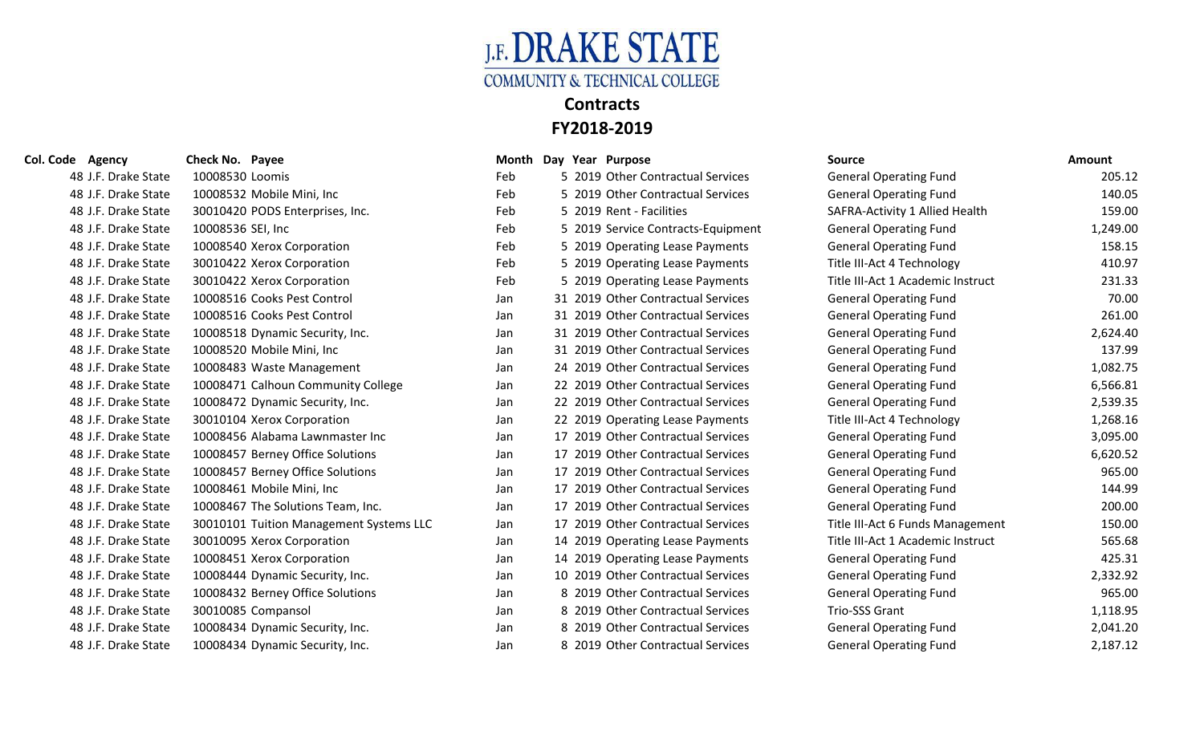J.F. DRAKE STATE
COMMUNITY & TECHNICAL COLLEGE

## Contracts

## FY2018-2019

| Col. Code | Agency | Check No. | Payee | Month | Day | Year | Purpose | Source | Amount |
|---|---|---|---|---|---|---|---|---|---|
| 48 | J.F. Drake State | 10008530 | Loomis | Feb | 5 | 2019 | Other Contractual Services | General Operating Fund | 205.12 |
| 48 | J.F. Drake State | 10008532 | Mobile Mini, Inc | Feb | 5 | 2019 | Other Contractual Services | General Operating Fund | 140.05 |
| 48 | J.F. Drake State | 30010420 | PODS Enterprises, Inc. | Feb | 5 | 2019 | Rent - Facilities | SAFRA-Activity 1 Allied Health | 159.00 |
| 48 | J.F. Drake State | 10008536 | SEI, Inc | Feb | 5 | 2019 | Service Contracts-Equipment | General Operating Fund | 1,249.00 |
| 48 | J.F. Drake State | 10008540 | Xerox Corporation | Feb | 5 | 2019 | Operating Lease Payments | General Operating Fund | 158.15 |
| 48 | J.F. Drake State | 30010422 | Xerox Corporation | Feb | 5 | 2019 | Operating Lease Payments | Title III-Act 4 Technology | 410.97 |
| 48 | J.F. Drake State | 30010422 | Xerox Corporation | Feb | 5 | 2019 | Operating Lease Payments | Title III-Act 1 Academic Instruct | 231.33 |
| 48 | J.F. Drake State | 10008516 | Cooks Pest Control | Jan | 31 | 2019 | Other Contractual Services | General Operating Fund | 70.00 |
| 48 | J.F. Drake State | 10008516 | Cooks Pest Control | Jan | 31 | 2019 | Other Contractual Services | General Operating Fund | 261.00 |
| 48 | J.F. Drake State | 10008518 | Dynamic Security, Inc. | Jan | 31 | 2019 | Other Contractual Services | General Operating Fund | 2,624.40 |
| 48 | J.F. Drake State | 10008520 | Mobile Mini, Inc | Jan | 31 | 2019 | Other Contractual Services | General Operating Fund | 137.99 |
| 48 | J.F. Drake State | 10008483 | Waste Management | Jan | 24 | 2019 | Other Contractual Services | General Operating Fund | 1,082.75 |
| 48 | J.F. Drake State | 10008471 | Calhoun Community College | Jan | 22 | 2019 | Other Contractual Services | General Operating Fund | 6,566.81 |
| 48 | J.F. Drake State | 10008472 | Dynamic Security, Inc. | Jan | 22 | 2019 | Other Contractual Services | General Operating Fund | 2,539.35 |
| 48 | J.F. Drake State | 30010104 | Xerox Corporation | Jan | 22 | 2019 | Operating Lease Payments | Title III-Act 4 Technology | 1,268.16 |
| 48 | J.F. Drake State | 10008456 | Alabama Lawnmaster Inc | Jan | 17 | 2019 | Other Contractual Services | General Operating Fund | 3,095.00 |
| 48 | J.F. Drake State | 10008457 | Berney Office Solutions | Jan | 17 | 2019 | Other Contractual Services | General Operating Fund | 6,620.52 |
| 48 | J.F. Drake State | 10008457 | Berney Office Solutions | Jan | 17 | 2019 | Other Contractual Services | General Operating Fund | 965.00 |
| 48 | J.F. Drake State | 10008461 | Mobile Mini, Inc | Jan | 17 | 2019 | Other Contractual Services | General Operating Fund | 144.99 |
| 48 | J.F. Drake State | 10008467 | The Solutions Team, Inc. | Jan | 17 | 2019 | Other Contractual Services | General Operating Fund | 200.00 |
| 48 | J.F. Drake State | 30010101 | Tuition Management Systems LLC | Jan | 17 | 2019 | Other Contractual Services | Title III-Act 6 Funds Management | 150.00 |
| 48 | J.F. Drake State | 30010095 | Xerox Corporation | Jan | 14 | 2019 | Operating Lease Payments | Title III-Act 1 Academic Instruct | 565.68 |
| 48 | J.F. Drake State | 10008451 | Xerox Corporation | Jan | 14 | 2019 | Operating Lease Payments | General Operating Fund | 425.31 |
| 48 | J.F. Drake State | 10008444 | Dynamic Security, Inc. | Jan | 10 | 2019 | Other Contractual Services | General Operating Fund | 2,332.92 |
| 48 | J.F. Drake State | 10008432 | Berney Office Solutions | Jan | 8 | 2019 | Other Contractual Services | General Operating Fund | 965.00 |
| 48 | J.F. Drake State | 30010085 | Compansol | Jan | 8 | 2019 | Other Contractual Services | Trio-SSS Grant | 1,118.95 |
| 48 | J.F. Drake State | 10008434 | Dynamic Security, Inc. | Jan | 8 | 2019 | Other Contractual Services | General Operating Fund | 2,041.20 |
| 48 | J.F. Drake State | 10008434 | Dynamic Security, Inc. | Jan | 8 | 2019 | Other Contractual Services | General Operating Fund | 2,187.12 |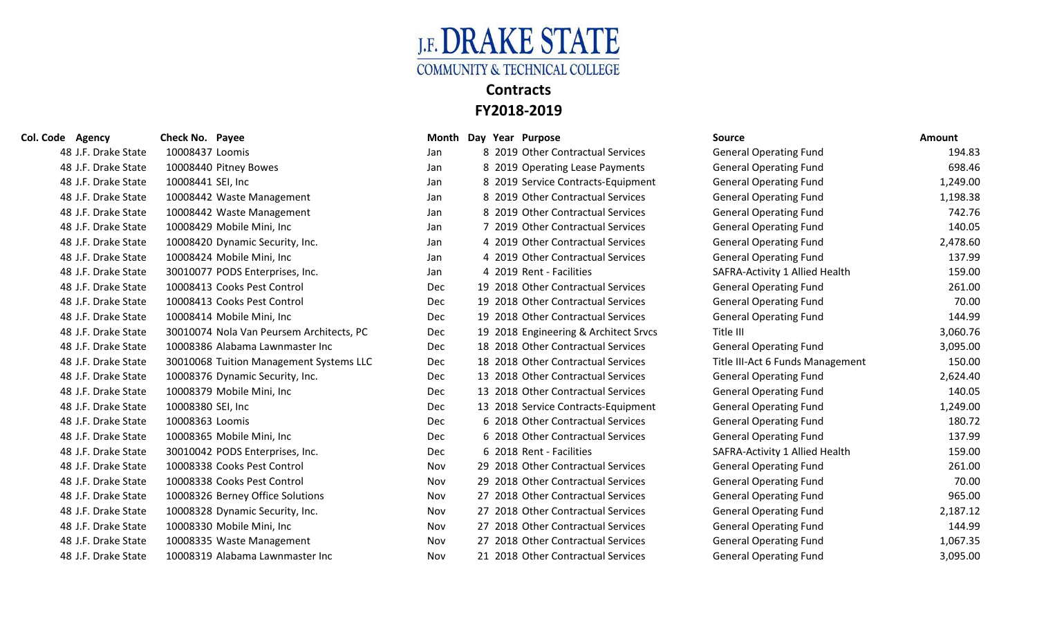# J.F. DRAKE STATE
## COMMUNITY & TECHNICAL COLLEGE

## Contracts
## FY2018-2019

| Col. Code | Agency | Check No. | Payee | Month | Day | Year | Purpose | Source | Amount |
|---|---|---|---|---|---|---|---|---|---|
| 48 | J.F. Drake State | 10008437 | Loomis | Jan | 8 | 2019 | Other Contractual Services | General Operating Fund | 194.83 |
| 48 | J.F. Drake State | 10008440 | Pitney Bowes | Jan | 8 | 2019 | Operating Lease Payments | General Operating Fund | 698.46 |
| 48 | J.F. Drake State | 10008441 | SEI, Inc | Jan | 8 | 2019 | Service Contracts-Equipment | General Operating Fund | 1,249.00 |
| 48 | J.F. Drake State | 10008442 | Waste Management | Jan | 8 | 2019 | Other Contractual Services | General Operating Fund | 1,198.38 |
| 48 | J.F. Drake State | 10008442 | Waste Management | Jan | 8 | 2019 | Other Contractual Services | General Operating Fund | 742.76 |
| 48 | J.F. Drake State | 10008429 | Mobile Mini, Inc | Jan | 7 | 2019 | Other Contractual Services | General Operating Fund | 140.05 |
| 48 | J.F. Drake State | 10008420 | Dynamic Security, Inc. | Jan | 4 | 2019 | Other Contractual Services | General Operating Fund | 2,478.60 |
| 48 | J.F. Drake State | 10008424 | Mobile Mini, Inc | Jan | 4 | 2019 | Other Contractual Services | General Operating Fund | 137.99 |
| 48 | J.F. Drake State | 30010077 | PODS Enterprises, Inc. | Jan | 4 | 2019 | Rent - Facilities | SAFRA-Activity 1 Allied Health | 159.00 |
| 48 | J.F. Drake State | 10008413 | Cooks Pest Control | Dec | 19 | 2018 | Other Contractual Services | General Operating Fund | 261.00 |
| 48 | J.F. Drake State | 10008413 | Cooks Pest Control | Dec | 19 | 2018 | Other Contractual Services | General Operating Fund | 70.00 |
| 48 | J.F. Drake State | 10008414 | Mobile Mini, Inc | Dec | 19 | 2018 | Other Contractual Services | General Operating Fund | 144.99 |
| 48 | J.F. Drake State | 30010074 | Nola Van Peursem Architects, PC | Dec | 19 | 2018 | Engineering & Architect Srvcs | Title III | 3,060.76 |
| 48 | J.F. Drake State | 10008386 | Alabama Lawnmaster Inc | Dec | 18 | 2018 | Other Contractual Services | General Operating Fund | 3,095.00 |
| 48 | J.F. Drake State | 30010068 | Tuition Management Systems LLC | Dec | 18 | 2018 | Other Contractual Services | Title III-Act 6 Funds Management | 150.00 |
| 48 | J.F. Drake State | 10008376 | Dynamic Security, Inc. | Dec | 13 | 2018 | Other Contractual Services | General Operating Fund | 2,624.40 |
| 48 | J.F. Drake State | 10008379 | Mobile Mini, Inc | Dec | 13 | 2018 | Other Contractual Services | General Operating Fund | 140.05 |
| 48 | J.F. Drake State | 10008380 | SEI, Inc | Dec | 13 | 2018 | Service Contracts-Equipment | General Operating Fund | 1,249.00 |
| 48 | J.F. Drake State | 10008363 | Loomis | Dec | 6 | 2018 | Other Contractual Services | General Operating Fund | 180.72 |
| 48 | J.F. Drake State | 10008365 | Mobile Mini, Inc | Dec | 6 | 2018 | Other Contractual Services | General Operating Fund | 137.99 |
| 48 | J.F. Drake State | 30010042 | PODS Enterprises, Inc. | Dec | 6 | 2018 | Rent - Facilities | SAFRA-Activity 1 Allied Health | 159.00 |
| 48 | J.F. Drake State | 10008338 | Cooks Pest Control | Nov | 29 | 2018 | Other Contractual Services | General Operating Fund | 261.00 |
| 48 | J.F. Drake State | 10008338 | Cooks Pest Control | Nov | 29 | 2018 | Other Contractual Services | General Operating Fund | 70.00 |
| 48 | J.F. Drake State | 10008326 | Berney Office Solutions | Nov | 27 | 2018 | Other Contractual Services | General Operating Fund | 965.00 |
| 48 | J.F. Drake State | 10008328 | Dynamic Security, Inc. | Nov | 27 | 2018 | Other Contractual Services | General Operating Fund | 2,187.12 |
| 48 | J.F. Drake State | 10008330 | Mobile Mini, Inc | Nov | 27 | 2018 | Other Contractual Services | General Operating Fund | 144.99 |
| 48 | J.F. Drake State | 10008335 | Waste Management | Nov | 27 | 2018 | Other Contractual Services | General Operating Fund | 1,067.35 |
| 48 | J.F. Drake State | 10008319 | Alabama Lawnmaster Inc | Nov | 21 | 2018 | Other Contractual Services | General Operating Fund | 3,095.00 |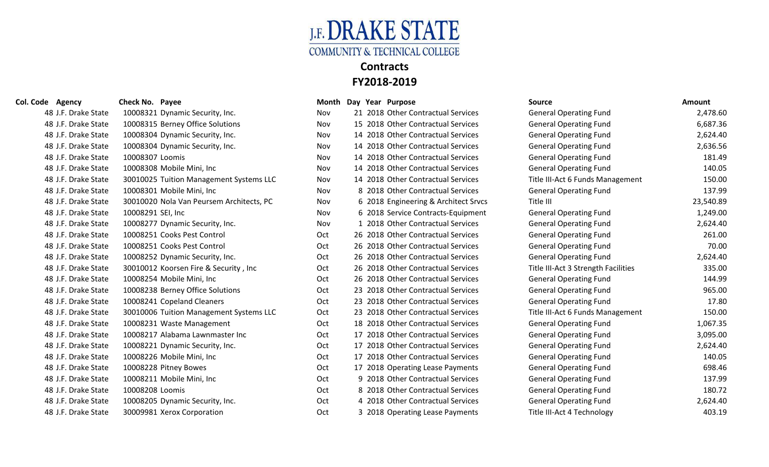# J.F. DRAKE STATE COMMUNITY & TECHNICAL COLLEGE

## Contracts

## FY2018-2019

| Col. Code | Agency | Check No. | Payee | Month | Day | Year | Purpose | Source | Amount |
|---|---|---|---|---|---|---|---|---|---|
| 48 | J.F. Drake State | 10008321 | Dynamic Security, Inc. | Nov | 21 | 2018 | Other Contractual Services | General Operating Fund | 2,478.60 |
| 48 | J.F. Drake State | 10008315 | Berney Office Solutions | Nov | 15 | 2018 | Other Contractual Services | General Operating Fund | 6,687.36 |
| 48 | J.F. Drake State | 10008304 | Dynamic Security, Inc. | Nov | 14 | 2018 | Other Contractual Services | General Operating Fund | 2,624.40 |
| 48 | J.F. Drake State | 10008304 | Dynamic Security, Inc. | Nov | 14 | 2018 | Other Contractual Services | General Operating Fund | 2,636.56 |
| 48 | J.F. Drake State | 10008307 | Loomis | Nov | 14 | 2018 | Other Contractual Services | General Operating Fund | 181.49 |
| 48 | J.F. Drake State | 10008308 | Mobile Mini, Inc | Nov | 14 | 2018 | Other Contractual Services | General Operating Fund | 140.05 |
| 48 | J.F. Drake State | 30010025 | Tuition Management Systems LLC | Nov | 14 | 2018 | Other Contractual Services | Title III-Act 6 Funds Management | 150.00 |
| 48 | J.F. Drake State | 10008301 | Mobile Mini, Inc | Nov | 8 | 2018 | Other Contractual Services | General Operating Fund | 137.99 |
| 48 | J.F. Drake State | 30010020 | Nola Van Peursem Architects, PC | Nov | 6 | 2018 | Engineering & Architect Srvcs | Title III | 23,540.89 |
| 48 | J.F. Drake State | 10008291 | SEI, Inc | Nov | 6 | 2018 | Service Contracts-Equipment | General Operating Fund | 1,249.00 |
| 48 | J.F. Drake State | 10008277 | Dynamic Security, Inc. | Nov | 1 | 2018 | Other Contractual Services | General Operating Fund | 2,624.40 |
| 48 | J.F. Drake State | 10008251 | Cooks Pest Control | Oct | 26 | 2018 | Other Contractual Services | General Operating Fund | 261.00 |
| 48 | J.F. Drake State | 10008251 | Cooks Pest Control | Oct | 26 | 2018 | Other Contractual Services | General Operating Fund | 70.00 |
| 48 | J.F. Drake State | 10008252 | Dynamic Security, Inc. | Oct | 26 | 2018 | Other Contractual Services | General Operating Fund | 2,624.40 |
| 48 | J.F. Drake State | 30010012 | Koorsen Fire & Security , Inc | Oct | 26 | 2018 | Other Contractual Services | Title III-Act 3 Strength Facilities | 335.00 |
| 48 | J.F. Drake State | 10008254 | Mobile Mini, Inc | Oct | 26 | 2018 | Other Contractual Services | General Operating Fund | 144.99 |
| 48 | J.F. Drake State | 10008238 | Berney Office Solutions | Oct | 23 | 2018 | Other Contractual Services | General Operating Fund | 965.00 |
| 48 | J.F. Drake State | 10008241 | Copeland Cleaners | Oct | 23 | 2018 | Other Contractual Services | General Operating Fund | 17.80 |
| 48 | J.F. Drake State | 30010006 | Tuition Management Systems LLC | Oct | 23 | 2018 | Other Contractual Services | Title III-Act 6 Funds Management | 150.00 |
| 48 | J.F. Drake State | 10008231 | Waste Management | Oct | 18 | 2018 | Other Contractual Services | General Operating Fund | 1,067.35 |
| 48 | J.F. Drake State | 10008217 | Alabama Lawnmaster Inc | Oct | 17 | 2018 | Other Contractual Services | General Operating Fund | 3,095.00 |
| 48 | J.F. Drake State | 10008221 | Dynamic Security, Inc. | Oct | 17 | 2018 | Other Contractual Services | General Operating Fund | 2,624.40 |
| 48 | J.F. Drake State | 10008226 | Mobile Mini, Inc | Oct | 17 | 2018 | Other Contractual Services | General Operating Fund | 140.05 |
| 48 | J.F. Drake State | 10008228 | Pitney Bowes | Oct | 17 | 2018 | Operating Lease Payments | General Operating Fund | 698.46 |
| 48 | J.F. Drake State | 10008211 | Mobile Mini, Inc | Oct | 9 | 2018 | Other Contractual Services | General Operating Fund | 137.99 |
| 48 | J.F. Drake State | 10008208 | Loomis | Oct | 8 | 2018 | Other Contractual Services | General Operating Fund | 180.72 |
| 48 | J.F. Drake State | 10008205 | Dynamic Security, Inc. | Oct | 4 | 2018 | Other Contractual Services | General Operating Fund | 2,624.40 |
| 48 | J.F. Drake State | 30009981 | Xerox Corporation | Oct | 3 | 2018 | Operating Lease Payments | Title III-Act 4 Technology | 403.19 |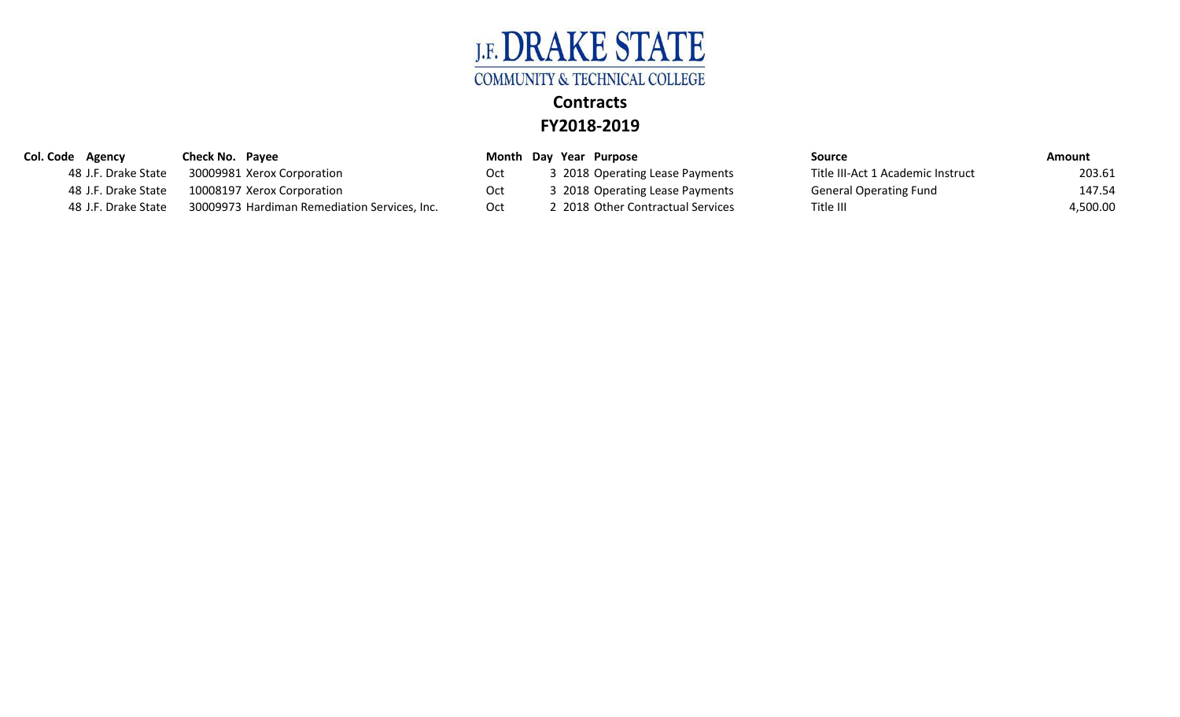# J.F. DRAKE STATE
## COMMUNITY & TECHNICAL COLLEGE

## Contracts
## FY2018-2019

| Col. Code | Agency | Check No. | Payee | Month | Day | Year | Purpose | Source | Amount |
|---|---|---|---|---|---|---|---|---|---|
| 48 | J.F. Drake State | 30009981 | Xerox Corporation | Oct | 3 | 2018 | Operating Lease Payments | Title III-Act 1 Academic Instruct | 203.61 |
| 48 | J.F. Drake State | 10008197 | Xerox Corporation | Oct | 3 | 2018 | Operating Lease Payments | General Operating Fund | 147.54 |
| 48 | J.F. Drake State | 30009973 | Hardiman Remediation Services, Inc. | Oct | 2 | 2018 | Other Contractual Services | Title III | 4,500.00 |